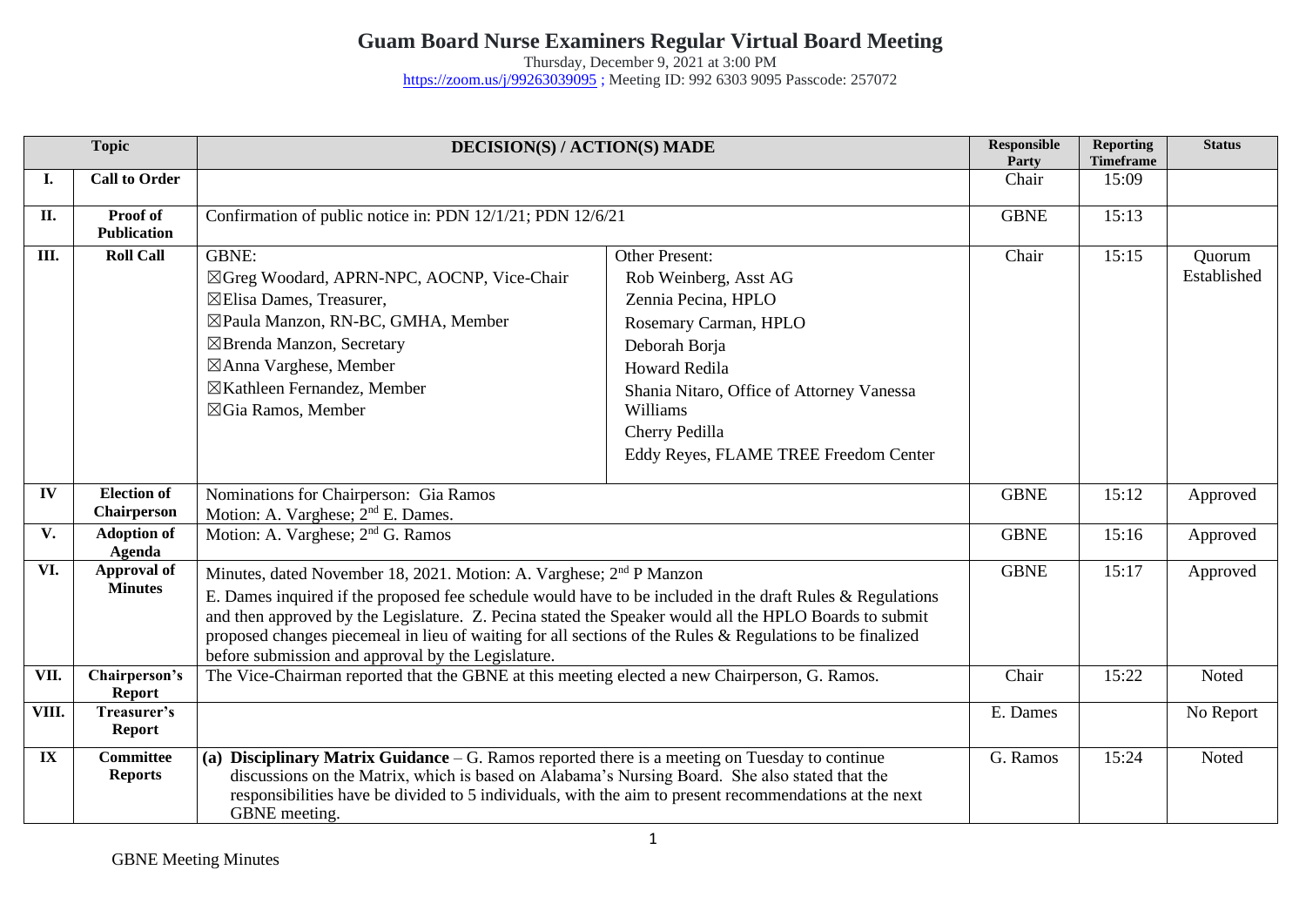# Guam Board Nurse Examiners Regular Virtual Board Meeting

Thursday, December 9, 2021 at 3:00 PM
https://zoom.us/j/99263039095 ; Meeting ID: 992 6303 9095 Passcode: 257072

| | Topic | DECISION(S) / ACTION(S) MADE | | Responsible Party | Reporting Timeframe | Status |
|---|---|---|---|---|---|---|
| I. | Call to Order | | | Chair | 15:09 | |
| II. | Proof of Publication | Confirmation of public notice in: PDN 12/1/21; PDN 12/6/21 | | GBNE | 15:13 | |
| III. | Roll Call | GBNE:<br>☒Greg Woodard, APRN-NPC, AOCNP, Vice-Chair<br>☒Elisa Dames, Treasurer,<br>☒Paula Manzon, RN-BC, GMHA, Member<br>☒Brenda Manzon, Secretary<br>☒Anna Varghese, Member<br>☒Kathleen Fernandez, Member<br>☒Gia Ramos, Member | Other Present:<br>Rob Weinberg, Asst AG<br>Zennia Pecina, HPLO<br>Rosemary Carman, HPLO<br>Deborah Borja<br>Howard Redila<br>Shania Nitaro, Office of Attorney Vanessa Williams<br>Cherry Pedilla<br>Eddy Reyes, FLAME TREE Freedom Center | Chair | 15:15 | Quorum Established |
| IV | Election of Chairperson | Nominations for Chairperson: Gia Ramos<br>Motion: A. Varghese; 2nd E. Dames. | | GBNE | 15:12 | Approved |
| V. | Adoption of Agenda | Motion: A. Varghese; 2nd G. Ramos | | GBNE | 15:16 | Approved |
| VI. | Approval of Minutes | Minutes, dated November 18, 2021. Motion: A. Varghese; 2nd P Manzon<br>E. Dames inquired if the proposed fee schedule would have to be included in the draft Rules & Regulations and then approved by the Legislature. Z. Pecina stated the Speaker would all the HPLO Boards to submit proposed changes piecemeal in lieu of waiting for all sections of the Rules & Regulations to be finalized before submission and approval by the Legislature. | | GBNE | 15:17 | Approved |
| VII. | Chairperson's Report | The Vice-Chairman reported that the GBNE at this meeting elected a new Chairperson, G. Ramos. | | Chair | 15:22 | Noted |
| VIII. | Treasurer's Report | | | E. Dames | | No Report |
| IX | Committee Reports | **(a) Disciplinary Matrix Guidance** – G. Ramos reported there is a meeting on Tuesday to continue discussions on the Matrix, which is based on Alabama's Nursing Board. She also stated that the responsibilities have be divided to 5 individuals, with the aim to present recommendations at the next GBNE meeting. | | G. Ramos | 15:24 | Noted |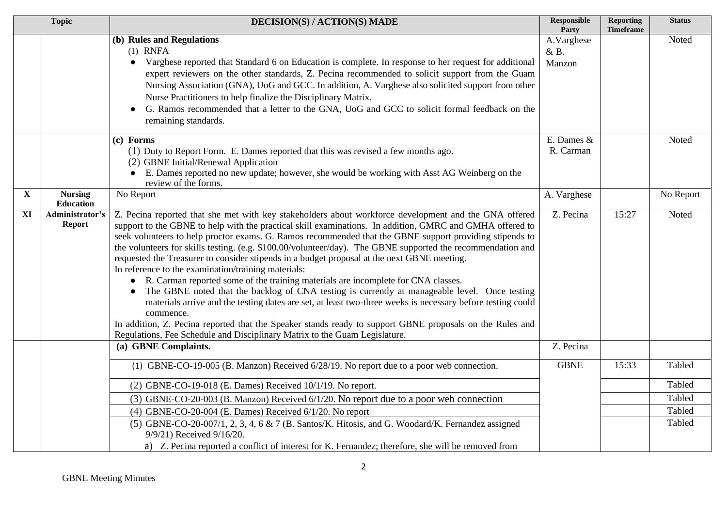| Topic | | DECISION(S) / ACTION(S) MADE | Responsible Party | Reporting Timeframe | Status |
|---|---|---|---|---|---|
| | | **(b) Rules and Regulations**<br>(1) RNFA<br>● Varghese reported that Standard 6 on Education is complete. In response to her request for additional expert reviewers on the other standards, Z. Pecina recommended to solicit support from the Guam Nursing Association (GNA), UoG and GCC. In addition, A. Varghese also solicited support from other Nurse Practitioners to help finalize the Disciplinary Matrix.<br>● G. Ramos recommended that a letter to the GNA, UoG and GCC to solicit formal feedback on the remaining standards. | A.Varghese & B. Manzon | | Noted |
| | | **(c) Forms**<br>(1) Duty to Report Form. E. Dames reported that this was revised a few months ago.<br>(2) GBNE Initial/Renewal Application<br>● E. Dames reported no new update; however, she would be working with Asst AG Weinberg on the review of the forms. | E. Dames & R. Carman | | Noted |
| **X** | **Nursing Education** | No Report | A. Varghese | | No Report |
| **XI** | **Administrator's Report** | Z. Pecina reported that she met with key stakeholders about workforce development and the GNA offered support to the GBNE to help with the practical skill examinations. In addition, GMRC and GMHA offered to seek volunteers to help proctor exams. G. Ramos recommended that the GBNE support providing stipends to the volunteers for skills testing. (e.g. $100.00/volunteer/day). The GBNE supported the recommendation and requested the Treasurer to consider stipends in a budget proposal at the next GBNE meeting.<br>In reference to the examination/training materials:<br>● R. Carman reported some of the training materials are incomplete for CNA classes.<br>● The GBNE noted that the backlog of CNA testing is currently at manageable level. Once testing materials arrive and the testing dates are set, at least two-three weeks is necessary before testing could commence.<br>In addition, Z. Pecina reported that the Speaker stands ready to support GBNE proposals on the Rules and Regulations, Fee Schedule and Disciplinary Matrix to the Guam Legislature. | Z. Pecina | 15:27 | Noted |
| | | **(a) GBNE Complaints.** | Z. Pecina | | |
| | | (1) GBNE-CO-19-005 (B. Manzon) Received 6/28/19. No report due to a poor web connection. | GBNE | 15:33 | Tabled |
| | | (2) GBNE-CO-19-018 (E. Dames) Received 10/1/19. No report. | | | Tabled |
| | | (3) GBNE-CO-20-003 (B. Manzon) Received 6/1/20. No report due to a poor web connection | | | Tabled |
| | | (4) GBNE-CO-20-004 (E. Dames) Received 6/1/20. No report | | | Tabled |
| | | (5) GBNE-CO-20-007/1, 2, 3, 4, 6 & 7 (B. Santos/K. Hitosis, and G. Woodard/K. Fernandez assigned 9/9/21) Received 9/16/20.<br>a) Z. Pecina reported a conflict of interest for K. Fernandez; therefore, she will be removed from | | | Tabled |

GBNE Meeting Minutes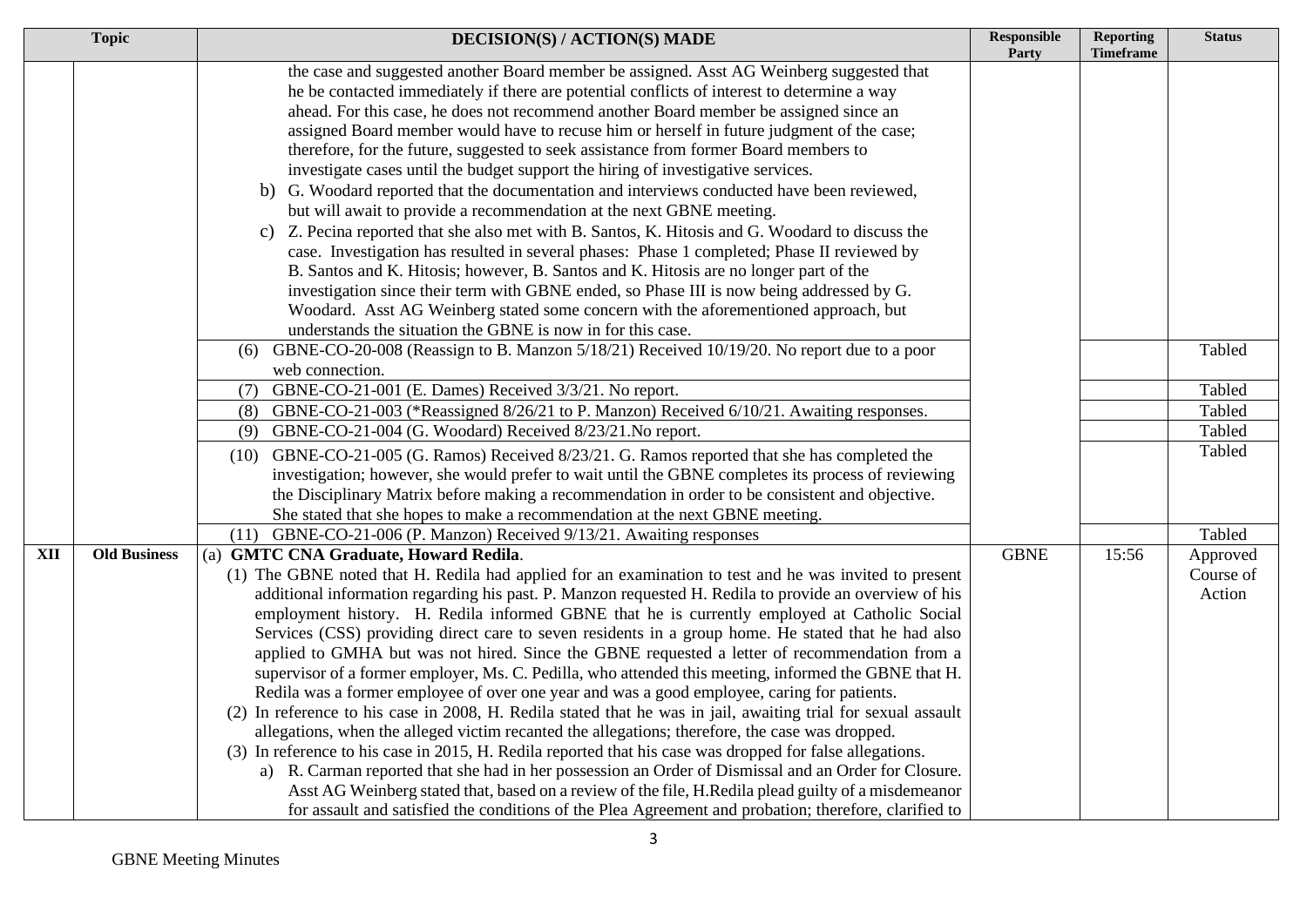| Topic | | DECISION(S) / ACTION(S) MADE | Responsible Party | Reporting Timeframe | Status |
|---|---|---|---|---|---|
| | | the case and suggested another Board member be assigned. Asst AG Weinberg suggested that he be contacted immediately if there are potential conflicts of interest to determine a way ahead. For this case, he does not recommend another Board member be assigned since an assigned Board member would have to recuse him or herself in future judgment of the case; therefore, for the future, suggested to seek assistance from former Board members to investigate cases until the budget support the hiring of investigative services.<br>b) G. Woodard reported that the documentation and interviews conducted have been reviewed, but will await to provide a recommendation at the next GBNE meeting.<br>c) Z. Pecina reported that she also met with B. Santos, K. Hitosis and G. Woodard to discuss the case. Investigation has resulted in several phases: Phase 1 completed; Phase II reviewed by B. Santos and K. Hitosis; however, B. Santos and K. Hitosis are no longer part of the investigation since their term with GBNE ended, so Phase III is now being addressed by G. Woodard. Asst AG Weinberg stated some concern with the aforementioned approach, but understands the situation the GBNE is now in for this case. | | | |
| | | (6) GBNE-CO-20-008 (Reassign to B. Manzon 5/18/21) Received 10/19/20. No report due to a poor web connection. | | | Tabled |
| | | (7) GBNE-CO-21-001 (E. Dames) Received 3/3/21. No report. | | | Tabled |
| | | (8) GBNE-CO-21-003 (*Reassigned 8/26/21 to P. Manzon) Received 6/10/21. Awaiting responses. | | | Tabled |
| | | (9) GBNE-CO-21-004 (G. Woodard) Received 8/23/21.No report. | | | Tabled |
| | | (10) GBNE-CO-21-005 (G. Ramos) Received 8/23/21. G. Ramos reported that she has completed the investigation; however, she would prefer to wait until the GBNE completes its process of reviewing the Disciplinary Matrix before making a recommendation in order to be consistent and objective. She stated that she hopes to make a recommendation at the next GBNE meeting. | | | Tabled |
| | | (11) GBNE-CO-21-006 (P. Manzon) Received 9/13/21. Awaiting responses | | | Tabled |
| XII | Old Business | (a) **GMTC CNA Graduate, Howard Redila**.<br>(1) The GBNE noted that H. Redila had applied for an examination to test and he was invited to present additional information regarding his past. P. Manzon requested H. Redila to provide an overview of his employment history. H. Redila informed GBNE that he is currently employed at Catholic Social Services (CSS) providing direct care to seven residents in a group home. He stated that he had also applied to GMHA but was not hired. Since the GBNE requested a letter of recommendation from a supervisor of a former employer, Ms. C. Pedilla, who attended this meeting, informed the GBNE that H. Redila was a former employee of over one year and was a good employee, caring for patients.<br>(2) In reference to his case in 2008, H. Redila stated that he was in jail, awaiting trial for sexual assault allegations, when the alleged victim recanted the allegations; therefore, the case was dropped.<br>(3) In reference to his case in 2015, H. Redila reported that his case was dropped for false allegations.<br>a) R. Carman reported that she had in her possession an Order of Dismissal and an Order for Closure. Asst AG Weinberg stated that, based on a review of the file, H.Redila plead guilty of a misdemeanor for assault and satisfied the conditions of the Plea Agreement and probation; therefore, clarified to | GBNE | 15:56 | Approved Course of Action |

GBNE Meeting Minutes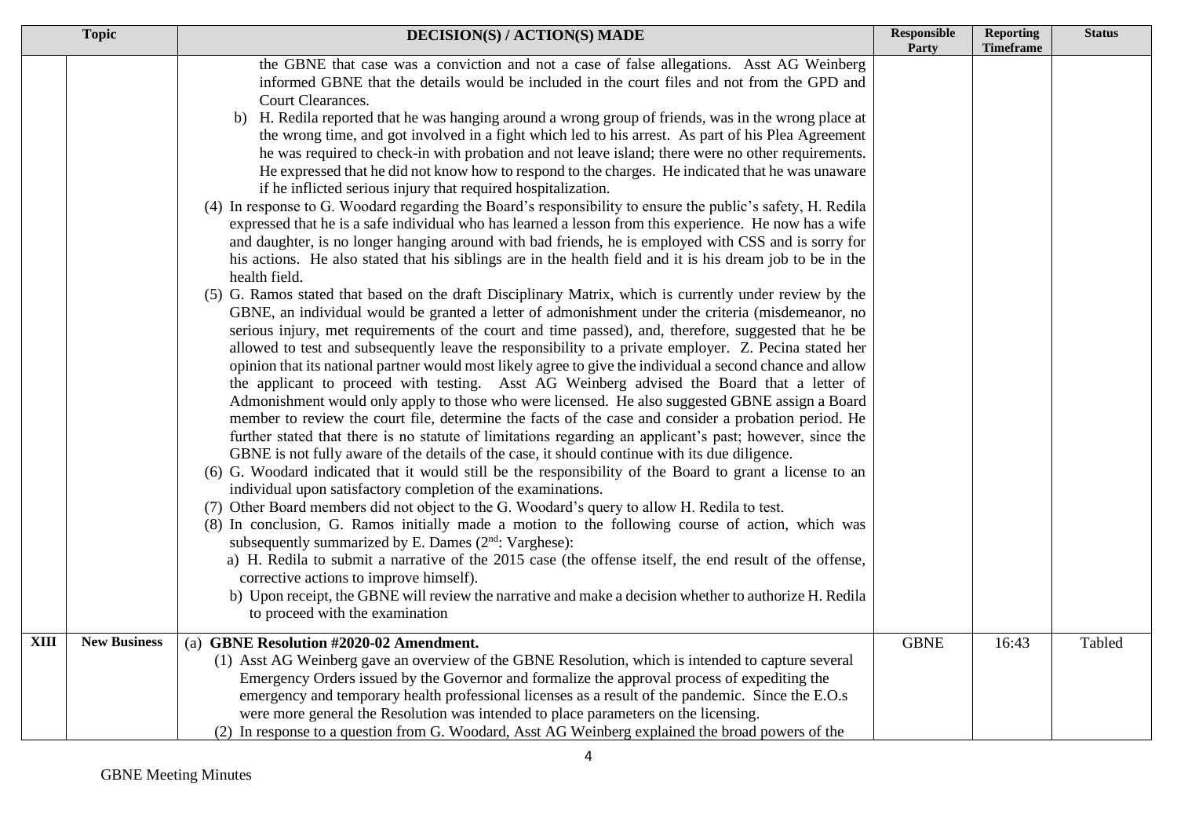| | Topic | DECISION(S) / ACTION(S) MADE | Responsible Party | Reporting Timeframe | Status |
|---|---|---|---|---|---|
| | | the GBNE that case was a conviction and not a case of false allegations. Asst AG Weinberg informed GBNE that the details would be included in the court files and not from the GPD and Court Clearances.<br>b) H. Redila reported that he was hanging around a wrong group of friends, was in the wrong place at the wrong time, and got involved in a fight which led to his arrest. As part of his Plea Agreement he was required to check-in with probation and not leave island; there were no other requirements. He expressed that he did not know how to respond to the charges. He indicated that he was unaware if he inflicted serious injury that required hospitalization.<br>(4) In response to G. Woodard regarding the Board's responsibility to ensure the public's safety, H. Redila expressed that he is a safe individual who has learned a lesson from this experience. He now has a wife and daughter, is no longer hanging around with bad friends, he is employed with CSS and is sorry for his actions. He also stated that his siblings are in the health field and it is his dream job to be in the health field.<br>(5) G. Ramos stated that based on the draft Disciplinary Matrix, which is currently under review by the GBNE, an individual would be granted a letter of admonishment under the criteria (misdemeanor, no serious injury, met requirements of the court and time passed), and, therefore, suggested that he be allowed to test and subsequently leave the responsibility to a private employer. Z. Pecina stated her opinion that its national partner would most likely agree to give the individual a second chance and allow the applicant to proceed with testing. Asst AG Weinberg advised the Board that a letter of Admonishment would only apply to those who were licensed. He also suggested GBNE assign a Board member to review the court file, determine the facts of the case and consider a probation period. He further stated that there is no statute of limitations regarding an applicant's past; however, since the GBNE is not fully aware of the details of the case, it should continue with its due diligence.<br>(6) G. Woodard indicated that it would still be the responsibility of the Board to grant a license to an individual upon satisfactory completion of the examinations.<br>(7) Other Board members did not object to the G. Woodard's query to allow H. Redila to test.<br>(8) In conclusion, G. Ramos initially made a motion to the following course of action, which was subsequently summarized by E. Dames (2nd: Varghese):<br>a) H. Redila to submit a narrative of the 2015 case (the offense itself, the end result of the offense, corrective actions to improve himself).<br>b) Upon receipt, the GBNE will review the narrative and make a decision whether to authorize H. Redila to proceed with the examination | | | |
| XIII | New Business | (a) **GBNE Resolution #2020-02 Amendment.**<br>(1) Asst AG Weinberg gave an overview of the GBNE Resolution, which is intended to capture several Emergency Orders issued by the Governor and formalize the approval process of expediting the emergency and temporary health professional licenses as a result of the pandemic. Since the E.O.s were more general the Resolution was intended to place parameters on the licensing.<br>(2) In response to a question from G. Woodard, Asst AG Weinberg explained the broad powers of the | GBNE | 16:43 | Tabled |

GBNE Meeting Minutes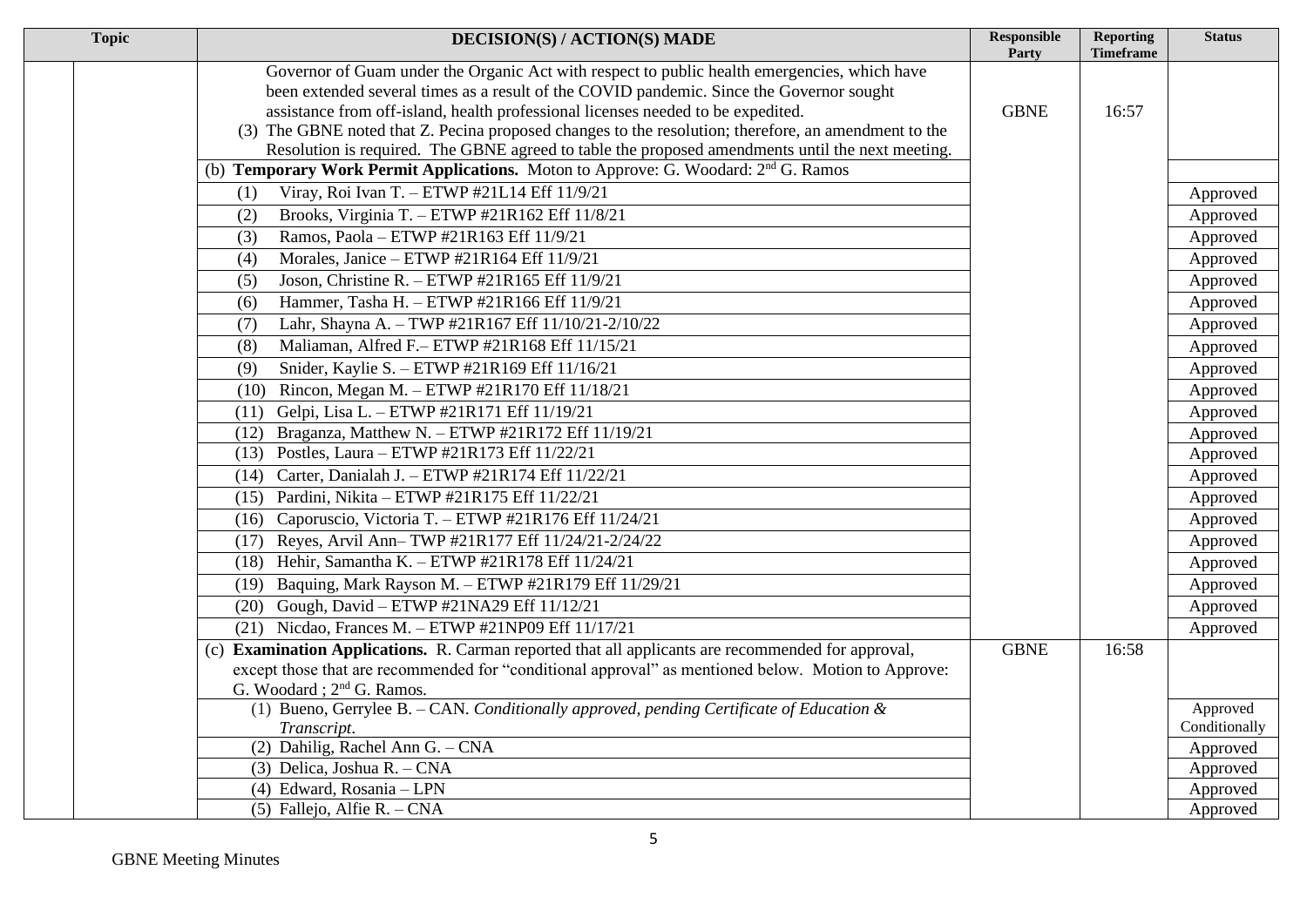| Topic | | DECISION(S) / ACTION(S) MADE | Responsible Party | Reporting Timeframe | Status |
|---|---|---|---|---|---|
| | | Governor of Guam under the Organic Act with respect to public health emergencies, which have been extended several times as a result of the COVID pandemic. Since the Governor sought assistance from off-island, health professional licenses needed to be expedited. (3) The GBNE noted that Z. Pecina proposed changes to the resolution; therefore, an amendment to the Resolution is required. The GBNE agreed to table the proposed amendments until the next meeting. | GBNE | 16:57 | |
| | | (b) **Temporary Work Permit Applications.** Moton to Approve: G. Woodard: 2nd G. Ramos | | | |
| | | (1) Viray, Roi Ivan T. – ETWP #21L14 Eff 11/9/21 | | | Approved |
| | | (2) Brooks, Virginia T. – ETWP #21R162 Eff 11/8/21 | | | Approved |
| | | (3) Ramos, Paola – ETWP #21R163 Eff 11/9/21 | | | Approved |
| | | (4) Morales, Janice – ETWP #21R164 Eff 11/9/21 | | | Approved |
| | | (5) Joson, Christine R. – ETWP #21R165 Eff 11/9/21 | | | Approved |
| | | (6) Hammer, Tasha H. – ETWP #21R166 Eff 11/9/21 | | | Approved |
| | | (7) Lahr, Shayna A. – TWP #21R167 Eff 11/10/21-2/10/22 | | | Approved |
| | | (8) Maliaman, Alfred F.– ETWP #21R168 Eff 11/15/21 | | | Approved |
| | | (9) Snider, Kaylie S. – ETWP #21R169 Eff 11/16/21 | | | Approved |
| | | (10) Rincon, Megan M. – ETWP #21R170 Eff 11/18/21 | | | Approved |
| | | (11) Gelpi, Lisa L. – ETWP #21R171 Eff 11/19/21 | | | Approved |
| | | (12) Braganza, Matthew N. – ETWP #21R172 Eff 11/19/21 | | | Approved |
| | | (13) Postles, Laura – ETWP #21R173 Eff 11/22/21 | | | Approved |
| | | (14) Carter, Danialah J. – ETWP #21R174 Eff 11/22/21 | | | Approved |
| | | (15) Pardini, Nikita – ETWP #21R175 Eff 11/22/21 | | | Approved |
| | | (16) Caporuscio, Victoria T. – ETWP #21R176 Eff 11/24/21 | | | Approved |
| | | (17) Reyes, Arvil Ann– TWP #21R177 Eff 11/24/21-2/24/22 | | | Approved |
| | | (18) Hehir, Samantha K. – ETWP #21R178 Eff 11/24/21 | | | Approved |
| | | (19) Baquing, Mark Rayson M. – ETWP #21R179 Eff 11/29/21 | | | Approved |
| | | (20) Gough, David – ETWP #21NA29 Eff 11/12/21 | | | Approved |
| | | (21) Nicdao, Frances M. – ETWP #21NP09 Eff 11/17/21 | | | Approved |
| | | (c) **Examination Applications.** R. Carman reported that all applicants are recommended for approval, except those that are recommended for "conditional approval" as mentioned below. Motion to Approve: G. Woodard ; 2nd G. Ramos. | GBNE | 16:58 | |
| | | (1) Bueno, Gerrylee B. – CAN. *Conditionally approved, pending Certificate of Education & Transcript.* | | | Approved Conditionally |
| | | (2) Dahilig, Rachel Ann G. – CNA | | | Approved |
| | | (3) Delica, Joshua R. – CNA | | | Approved |
| | | (4) Edward, Rosania – LPN | | | Approved |
| | | (5) Fallejo, Alfie R. – CNA | | | Approved |

GBNE Meeting Minutes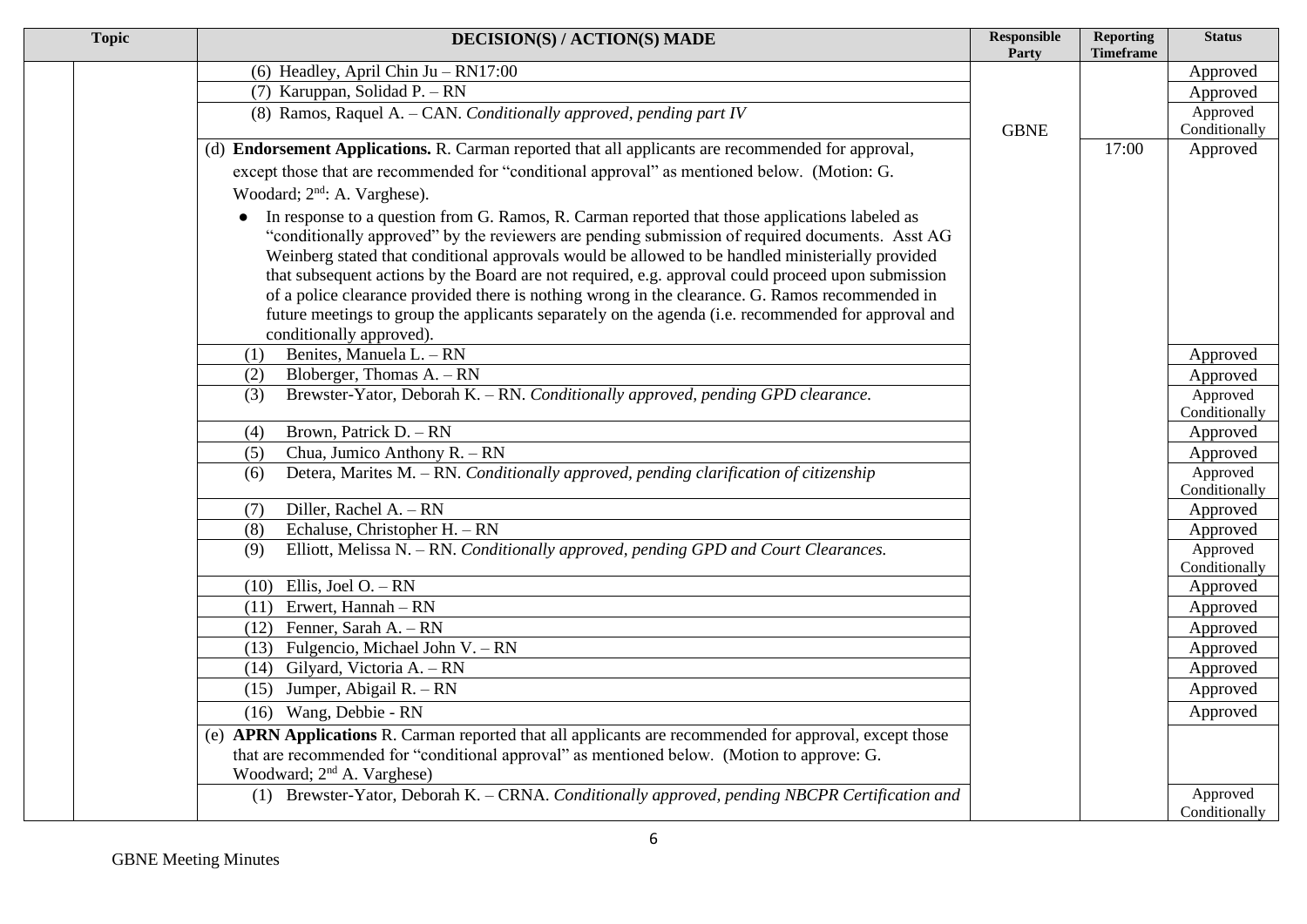| Topic | | DECISION(S) / ACTION(S) MADE | Responsible Party | Reporting Timeframe | Status |
|---|---|---|---|---|---|
| | | (6) Headley, April Chin Ju – RN17:00 | | | Approved |
| | | (7) Karuppan, Solidad P. – RN | | | Approved |
| | | (8) Ramos, Raquel A. – CAN. *Conditionally approved, pending part IV* | GBNE | | Approved Conditionally |
| | | (d) **Endorsement Applications.** R. Carman reported that all applicants are recommended for approval, except those that are recommended for "conditional approval" as mentioned below. (Motion: G. Woodard; 2nd: A. Varghese).<br>• In response to a question from G. Ramos, R. Carman reported that those applications labeled as "conditionally approved" by the reviewers are pending submission of required documents. Asst AG Weinberg stated that conditional approvals would be allowed to be handled ministerially provided that subsequent actions by the Board are not required, e.g. approval could proceed upon submission of a police clearance provided there is nothing wrong in the clearance. G. Ramos recommended in future meetings to group the applicants separately on the agenda (i.e. recommended for approval and conditionally approved). | | 17:00 | Approved |
| | | (1) Benites, Manuela L. – RN | | | Approved |
| | | (2) Bloberger, Thomas A. – RN | | | Approved |
| | | (3) Brewster-Yator, Deborah K. – RN. *Conditionally approved, pending GPD clearance.* | | | Approved Conditionally |
| | | (4) Brown, Patrick D. – RN | | | Approved |
| | | (5) Chua, Jumico Anthony R. – RN | | | Approved |
| | | (6) Detera, Marites M. – RN. *Conditionally approved, pending clarification of citizenship* | | | Approved Conditionally |
| | | (7) Diller, Rachel A. – RN | | | Approved |
| | | (8) Echaluse, Christopher H. – RN | | | Approved |
| | | (9) Elliott, Melissa N. – RN. *Conditionally approved, pending GPD and Court Clearances.* | | | Approved Conditionally |
| | | (10) Ellis, Joel O. – RN | | | Approved |
| | | (11) Erwert, Hannah – RN | | | Approved |
| | | (12) Fenner, Sarah A. – RN | | | Approved |
| | | (13) Fulgencio, Michael John V. – RN | | | Approved |
| | | (14) Gilyard, Victoria A. – RN | | | Approved |
| | | (15) Jumper, Abigail R. – RN | | | Approved |
| | | (16) Wang, Debbie - RN | | | Approved |
| | | (e) **APRN Applications** R. Carman reported that all applicants are recommended for approval, except those that are recommended for "conditional approval" as mentioned below. (Motion to approve: G. Woodward; 2nd A. Varghese) | | | |
| | | (1) Brewster-Yator, Deborah K. – CRNA. *Conditionally approved, pending NBCPR Certification and* | | | Approved Conditionally |

GBNE Meeting Minutes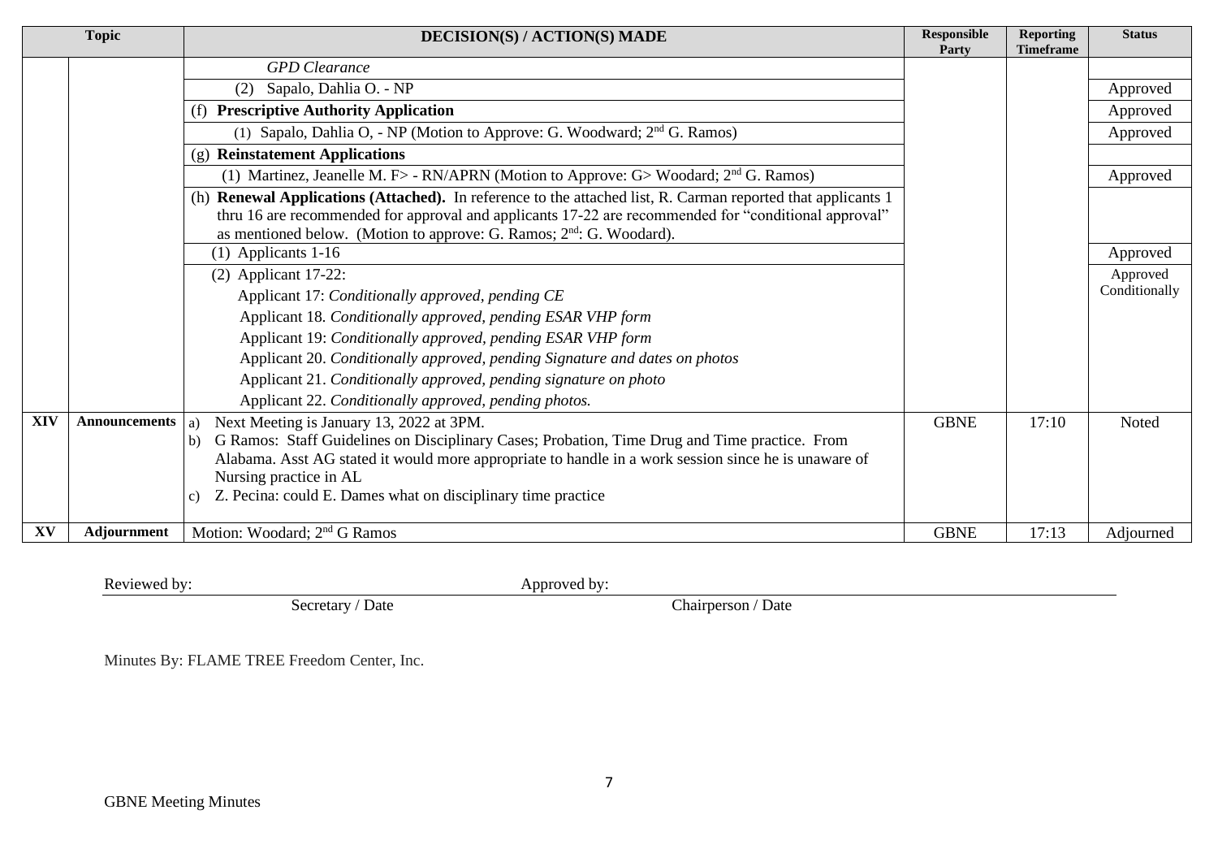| Topic | | DECISION(S) / ACTION(S) MADE | Responsible Party | Reporting Timeframe | Status |
|---|---|---|---|---|---|
| | | *GPD Clearance* | | | |
| | | (2) Sapalo, Dahlia O. - NP | | | Approved |
| | | (f) **Prescriptive Authority Application** | | | Approved |
| | | (1) Sapalo, Dahlia O, - NP (Motion to Approve: G. Woodward; 2nd G. Ramos) | | | Approved |
| | | (g) **Reinstatement Applications** | | | |
| | | (1) Martinez, Jeanelle M. F> - RN/APRN (Motion to Approve: G> Woodard; 2nd G. Ramos) | | | Approved |
| | | (h) **Renewal Applications (Attached).** In reference to the attached list, R. Carman reported that applicants 1 thru 16 are recommended for approval and applicants 17-22 are recommended for "conditional approval" as mentioned below. (Motion to approve: G. Ramos; 2nd: G. Woodard). | | | |
| | | (1) Applicants 1-16 | | | Approved |
| | | (2) Applicant 17-22:<br>Applicant 17: *Conditionally approved, pending CE*<br>Applicant 18. *Conditionally approved, pending ESAR VHP form*<br>Applicant 19: *Conditionally approved, pending ESAR VHP form*<br>Applicant 20. *Conditionally approved, pending Signature and dates on photos*<br>Applicant 21. *Conditionally approved, pending signature on photo*<br>Applicant 22. *Conditionally approved, pending photos.* | | | Approved Conditionally |
| **XIV** | **Announcements** | a) Next Meeting is January 13, 2022 at 3PM.<br>b) G Ramos: Staff Guidelines on Disciplinary Cases; Probation, Time Drug and Time practice. From Alabama. Asst AG stated it would more appropriate to handle in a work session since he is unaware of Nursing practice in AL<br>c) Z. Pecina: could E. Dames what on disciplinary time practice | GBNE | 17:10 | Noted |
| **XV** | **Adjournment** | Motion: Woodard; 2nd G Ramos | GBNE | 17:13 | Adjourned |

Reviewed by: ______________________ Approved by: ______________________

Secretary / Date Chairperson / Date

Minutes By: FLAME TREE Freedom Center, Inc.